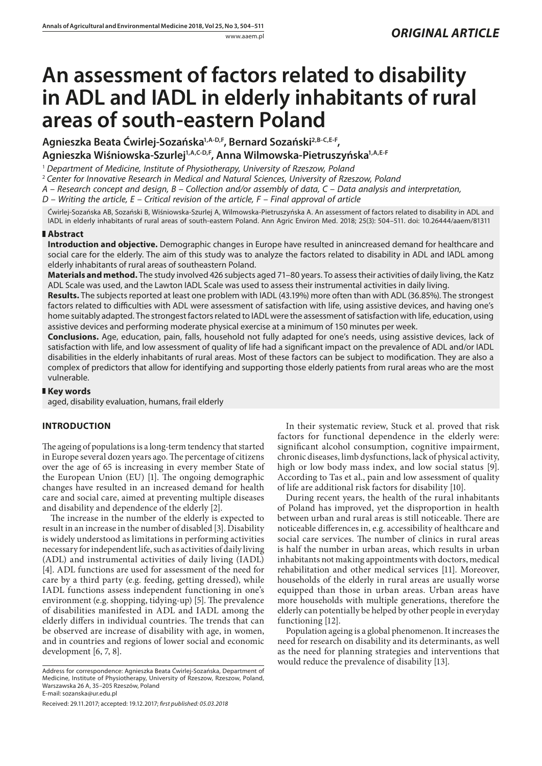*ORIGINAL ARTICLE*

# An assessment of factors related to disability in ADL and IADL in elderly inhabitants of rural areas of south-eastern Poland

**Agnieszka Beata Ćwirlej-Sozańska[1,A-D,F], Bernard Sozański[2,B-C,E-F], Agnieszka Wiśniowska-Szurlej[1,A,C-D,F], Anna Wilmowska-Pietruszyńska[1,A,E-F]**

[1] *Department of Medicine, Institute of Physiotherapy, University of Rzeszow, Poland*

[2] *Center for Innovative Research in Medical and Natural Sciences, University of Rzeszow, Poland*

*A – Research concept and design, B – Collection and/or assembly of data, C – Data analysis and interpretation, D – Writing the article, E – Critical revision of the article, F – Final approval of article*

Ćwirlej-Sozańska AB, Sozański B, Wiśniowska-Szurlej A, Wilmowska-Pietruszyńska A. An assessment of factors related to disability in ADL and IADL in elderly inhabitants of rural areas of south-eastern Poland. Ann Agric Environ Med. 2018; 25(3): 504–511. doi: 10.26444/aaem/81311

## Abstract

**Introduction and objective.** Demographic changes in Europe have resulted in anincreased demand for healthcare and social care for the elderly. The aim of this study was to analyze the factors related to disability in ADL and IADL among elderly inhabitants of rural areas of southeastern Poland.

**Materials and method.** The study involved 426 subjects aged 71–80 years. To assess their activities of daily living, the Katz ADL Scale was used, and the Lawton IADL Scale was used to assess their instrumental activities in daily living.

**Results.** The subjects reported at least one problem with IADL (43.19%) more often than with ADL (36.85%). The strongest factors related to difficulties with ADL were assessment of satisfaction with life, using assistive devices, and having one's home suitably adapted. The strongest factors related to IADL were the assessment of satisfaction with life, education, using assistive devices and performing moderate physical exercise at a minimum of 150 minutes per week.

**Conclusions.** Age, education, pain, falls, household not fully adapted for one's needs, using assistive devices, lack of satisfaction with life, and low assessment of quality of life had a significant impact on the prevalence of ADL and/or IADL disabilities in the elderly inhabitants of rural areas. Most of these factors can be subject to modification. They are also a complex of predictors that allow for identifying and supporting those elderly patients from rural areas who are the most vulnerable.

## Key words

aged, disability evaluation, humans, frail elderly

## INTRODUCTION

The ageing of populations is a long-term tendency that started in Europe several dozen years ago. The percentage of citizens over the age of 65 is increasing in every member State of the European Union (EU) [1]. The ongoing demographic changes have resulted in an increased demand for health care and social care, aimed at preventing multiple diseases and disability and dependence of the elderly [2].

The increase in the number of the elderly is expected to result in an increase in the number of disabled [3]. Disability is widely understood as limitations in performing activities necessary for independent life, such as activities of daily living (ADL) and instrumental activities of daily living (IADL) [4]. ADL functions are used for assessment of the need for care by a third party (e.g. feeding, getting dressed), while IADL functions assess independent functioning in one's environment (e.g. shopping, tidying-up) [5]. The prevalence of disabilities manifested in ADL and IADL among the elderly differs in individual countries. The trends that can be observed are increase of disability with age, in women, and in countries and regions of lower social and economic development [6, 7, 8].

In their systematic review, Stuck et al. proved that risk factors for functional dependence in the elderly were: significant alcohol consumption, cognitive impairment, chronic diseases, limb dysfunctions, lack of physical activity, high or low body mass index, and low social status [9]. According to Tas et al., pain and low assessment of quality of life are additional risk factors for disability [10].

During recent years, the health of the rural inhabitants of Poland has improved, yet the disproportion in health between urban and rural areas is still noticeable. There are noticeable differences in, e.g. accessibility of healthcare and social care services. The number of clinics in rural areas is half the number in urban areas, which results in urban inhabitants not making appointments with doctors, medical rehabilitation and other medical services [11]. Moreover, households of the elderly in rural areas are usually worse equipped than those in urban areas. Urban areas have more households with multiple generations, therefore the elderly can potentially be helped by other people in everyday functioning [12].

Population ageing is a global phenomenon. It increases the need for research on disability and its determinants, as well as the need for planning strategies and interventions that would reduce the prevalence of disability [13].

Address for correspondence: Agnieszka Beata Ćwirlej-Sozańska, Department of Medicine, Institute of Physiotherapy, University of Rzeszow, Rzeszow, Poland, Warszawska 26 A, 35–205 Rzeszów, Poland
E-mail: sozanska@ur.edu.pl

Received: 29.11.2017; accepted: 19.12.2017; *first published: 05.03.2018*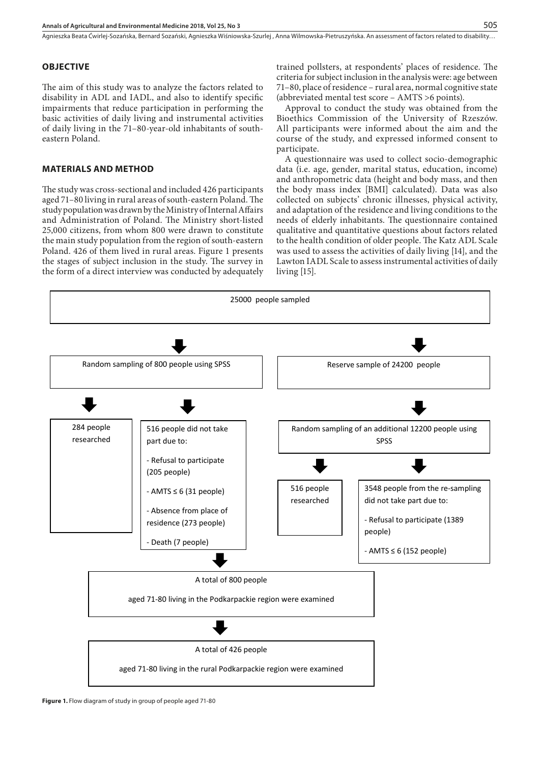## OBJECTIVE

The aim of this study was to analyze the factors related to disability in ADL and IADL, and also to identify specific impairments that reduce participation in performing the basic activities of daily living and instrumental activities of daily living in the 71–80-year-old inhabitants of south-eastern Poland.

## MATERIALS AND METHOD

The study was cross-sectional and included 426 participants aged 71–80 living in rural areas of south-eastern Poland. The study population was drawn by the Ministry of Internal Affairs and Administration of Poland. The Ministry short-listed 25,000 citizens, from whom 800 were drawn to constitute the main study population from the region of south-eastern Poland. 426 of them lived in rural areas. Figure 1 presents the stages of subject inclusion in the study. The survey in the form of a direct interview was conducted by adequately trained pollsters, at respondents' places of residence. The criteria for subject inclusion in the analysis were: age between 71–80, place of residence – rural area, normal cognitive state (abbreviated mental test score – AMTS >6 points).

Approval to conduct the study was obtained from the Bioethics Commission of the University of Rzeszów. All participants were informed about the aim and the course of the study, and expressed informed consent to participate.

A questionnaire was used to collect socio-demographic data (i.e. age, gender, marital status, education, income) and anthropometric data (height and body mass, and then the body mass index [BMI] calculated). Data was also collected on subjects' chronic illnesses, physical activity, and adaptation of the residence and living conditions to the needs of elderly inhabitants. The questionnaire contained qualitative and quantitative questions about factors related to the health condition of older people. The Katz ADL Scale was used to assess the activities of daily living [14], and the Lawton IADL Scale to assess instrumental activities of daily living [15].

25000 people sampled

Random sampling of 800 people using SPSS

Reserve sample of 24200 people

284 people researched

516 people did not take part due to:

- Refusal to participate (205 people)
- AMTS ≤ 6 (31 people)
- Absence from place of residence (273 people)
- Death (7 people)

Random sampling of an additional 12200 people using SPSS

516 people researched

3548 people from the re-sampling did not take part due to:

- Refusal to participate (1389 people)
- AMTS ≤ 6 (152 people)

A total of 800 people aged 71-80 living in the Podkarpackie region were examined

A total of 426 people aged 71-80 living in the rural Podkarpackie region were examined

**Figure 1.** Flow diagram of study in group of people aged 71-80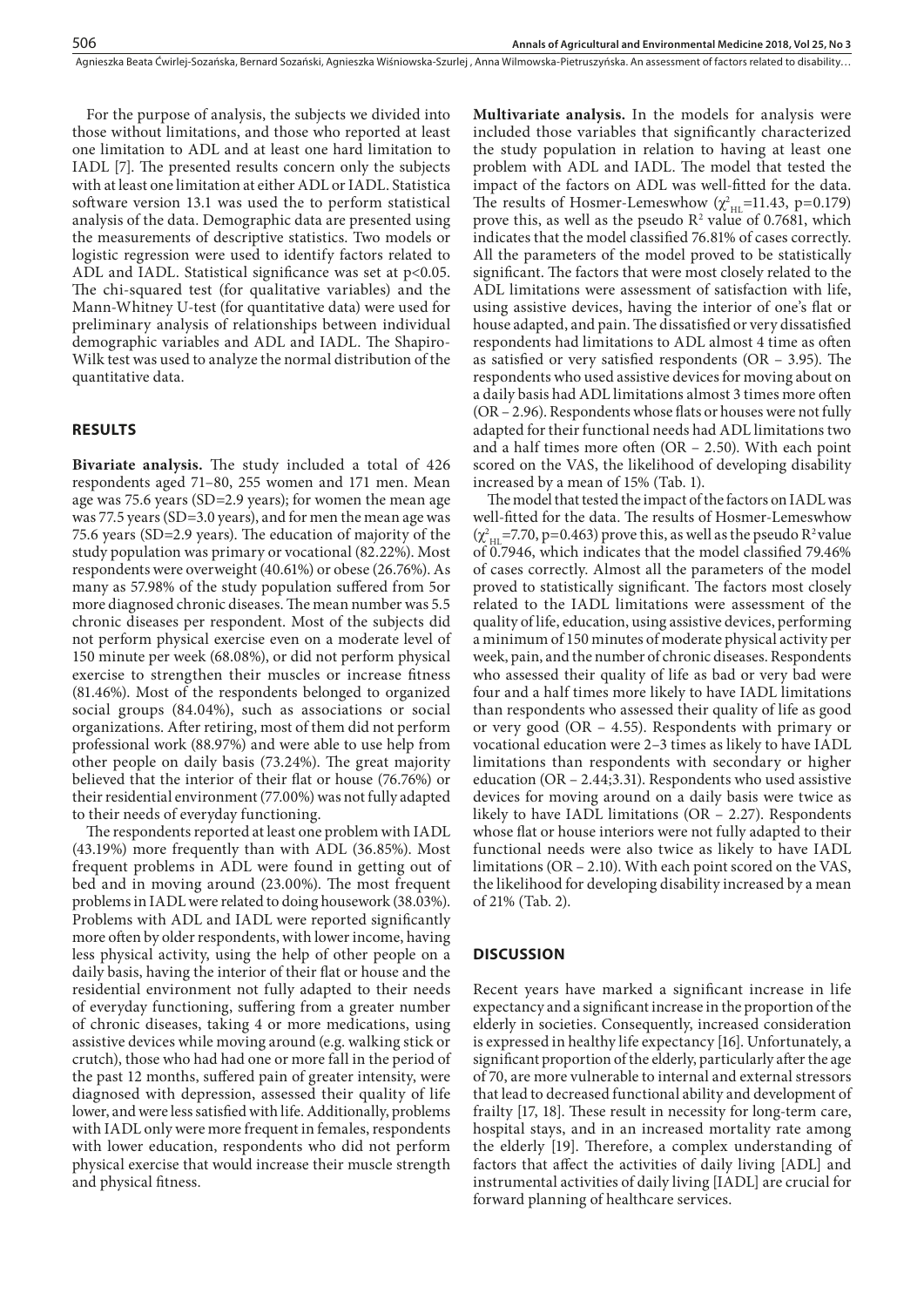For the purpose of analysis, the subjects we divided into those without limitations, and those who reported at least one limitation to ADL and at least one hard limitation to IADL [7]. The presented results concern only the subjects with at least one limitation at either ADL or IADL. Statistica software version 13.1 was used the to perform statistical analysis of the data. Demographic data are presented using the measurements of descriptive statistics. Two models or logistic regression were used to identify factors related to ADL and IADL. Statistical significance was set at $p<0.05$. The chi-squared test (for qualitative variables) and the Mann-Whitney U-test (for quantitative data) were used for preliminary analysis of relationships between individual demographic variables and ADL and IADL. The Shapiro-Wilk test was used to analyze the normal distribution of the quantitative data.

## RESULTS

**Bivariate analysis.** The study included a total of 426 respondents aged 71–80, 255 women and 171 men. Mean age was 75.6 years (SD=2.9 years); for women the mean age was 77.5 years (SD=3.0 years), and for men the mean age was 75.6 years (SD=2.9 years). The education of majority of the study population was primary or vocational (82.22%). Most respondents were overweight (40.61%) or obese (26.76%). As many as 57.98% of the study population suffered from 5or more diagnosed chronic diseases. The mean number was 5.5 chronic diseases per respondent. Most of the subjects did not perform physical exercise even on a moderate level of 150 minute per week (68.08%), or did not perform physical exercise to strengthen their muscles or increase fitness (81.46%). Most of the respondents belonged to organized social groups (84.04%), such as associations or social organizations. After retiring, most of them did not perform professional work (88.97%) and were able to use help from other people on daily basis (73.24%). The great majority believed that the interior of their flat or house (76.76%) or their residential environment (77.00%) was not fully adapted to their needs of everyday functioning.

The respondents reported at least one problem with IADL (43.19%) more frequently than with ADL (36.85%). Most frequent problems in ADL were found in getting out of bed and in moving around (23.00%). The most frequent problems in IADL were related to doing housework (38.03%). Problems with ADL and IADL were reported significantly more often by older respondents, with lower income, having less physical activity, using the help of other people on a daily basis, having the interior of their flat or house and the residential environment not fully adapted to their needs of everyday functioning, suffering from a greater number of chronic diseases, taking 4 or more medications, using assistive devices while moving around (e.g. walking stick or crutch), those who had had one or more fall in the period of the past 12 months, suffered pain of greater intensity, were diagnosed with depression, assessed their quality of life lower, and were less satisfied with life. Additionally, problems with IADL only were more frequent in females, respondents with lower education, respondents who did not perform physical exercise that would increase their muscle strength and physical fitness.

**Multivariate analysis.** In the models for analysis were included those variables that significantly characterized the study population in relation to having at least one problem with ADL and IADL. The model that tested the impact of the factors on ADL was well-fitted for the data. The results of Hosmer-Lemeshwow ($\chi^2_{HL}$=11.43, p=0.179) prove this, as well as the pseudo $R^2$ value of 0.7681, which indicates that the model classified 76.81% of cases correctly. All the parameters of the model proved to be statistically significant. The factors that were most closely related to the ADL limitations were assessment of satisfaction with life, using assistive devices, having the interior of one's flat or house adapted, and pain. The dissatisfied or very dissatisfied respondents had limitations to ADL almost 4 time as often as satisfied or very satisfied respondents (OR – 3.95). The respondents who used assistive devices for moving about on a daily basis had ADL limitations almost 3 times more often (OR – 2.96). Respondents whose flats or houses were not fully adapted for their functional needs had ADL limitations two and a half times more often (OR – 2.50). With each point scored on the VAS, the likelihood of developing disability increased by a mean of 15% (Tab. 1).

The model that tested the impact of the factors on IADL was well-fitted for the data. The results of Hosmer-Lemeshwow ($\chi^2_{HL}$=7.70, p=0.463) prove this, as well as the pseudo $R^2$ value of 0.7946, which indicates that the model classified 79.46% of cases correctly. Almost all the parameters of the model proved to statistically significant. The factors most closely related to the IADL limitations were assessment of the quality of life, education, using assistive devices, performing a minimum of 150 minutes of moderate physical activity per week, pain, and the number of chronic diseases. Respondents who assessed their quality of life as bad or very bad were four and a half times more likely to have IADL limitations than respondents who assessed their quality of life as good or very good (OR – 4.55). Respondents with primary or vocational education were 2–3 times as likely to have IADL limitations than respondents with secondary or higher education (OR – 2.44;3.31). Respondents who used assistive devices for moving around on a daily basis were twice as likely to have IADL limitations (OR – 2.27). Respondents whose flat or house interiors were not fully adapted to their functional needs were also twice as likely to have IADL limitations (OR – 2.10). With each point scored on the VAS, the likelihood for developing disability increased by a mean of 21% (Tab. 2).

## DISCUSSION

Recent years have marked a significant increase in life expectancy and a significant increase in the proportion of the elderly in societies. Consequently, increased consideration is expressed in healthy life expectancy [16]. Unfortunately, a significant proportion of the elderly, particularly after the age of 70, are more vulnerable to internal and external stressors that lead to decreased functional ability and development of frailty [17, 18]. These result in necessity for long-term care, hospital stays, and in an increased mortality rate among the elderly [19]. Therefore, a complex understanding of factors that affect the activities of daily living [ADL] and instrumental activities of daily living [IADL] are crucial for forward planning of healthcare services.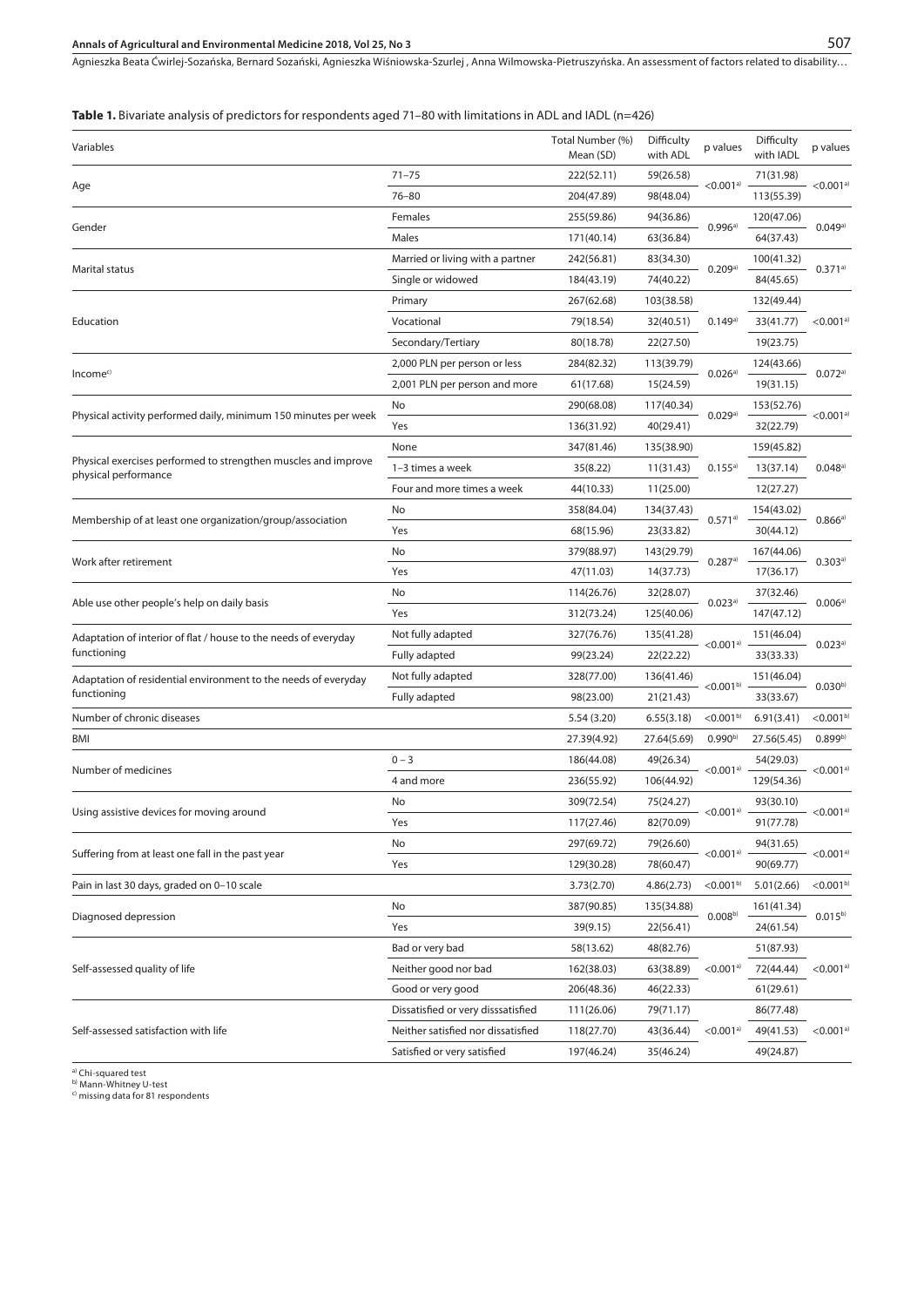**Table 1.** Bivariate analysis of predictors for respondents aged 71–80 with limitations in ADL and IADL (n=426)

| Variables | | Total Number (%) Mean (SD) | Difficulty with ADL | p values | Difficulty with IADL | p values |
|---|---|---|---|---|---|---|
| Age | 71–75 | 222(52.11) | 59(26.58) | <0.001[a] | 71(31.98) | <0.001[a] |
| | 76–80 | 204(47.89) | 98(48.04) | | 113(55.39) | |
| Gender | Females | 255(59.86) | 94(36.86) | 0.996[a] | 120(47.06) | 0.049[a] |
| | Males | 171(40.14) | 63(36.84) | | 64(37.43) | |
| Marital status | Married or living with a partner | 242(56.81) | 83(34.30) | 0.209[a] | 100(41.32) | 0.371[a] |
| | Single or widowed | 184(43.19) | 74(40.22) | | 84(45.65) | |
| Education | Primary | 267(62.68) | 103(38.58) | 0.149[a] | 132(49.44) | <0.001[a] |
| | Vocational | 79(18.54) | 32(40.51) | | 33(41.77) | |
| | Secondary/Tertiary | 80(18.78) | 22(27.50) | | 19(23.75) | |
| Income[c] | 2,000 PLN per person or less | 284(82.32) | 113(39.79) | 0.026[a] | 124(43.66) | 0.072[a] |
| | 2,001 PLN per person and more | 61(17.68) | 15(24.59) | | 19(31.15) | |
| Physical activity performed daily, minimum 150 minutes per week | No | 290(68.08) | 117(40.34) | 0.029[a] | 153(52.76) | <0.001[a] |
| | Yes | 136(31.92) | 40(29.41) | | 32(22.79) | |
| Physical exercises performed to strengthen muscles and improve physical performance | None | 347(81.46) | 135(38.90) | 0.155[a] | 159(45.82) | 0.048[a] |
| | 1–3 times a week | 35(8.22) | 11(31.43) | | 13(37.14) | |
| | Four and more times a week | 44(10.33) | 11(25.00) | | 12(27.27) | |
| Membership of at least one organization/group/association | No | 358(84.04) | 134(37.43) | 0.571[a] | 154(43.02) | 0.866[a] |
| | Yes | 68(15.96) | 23(33.82) | | 30(44.12) | |
| Work after retirement | No | 379(88.97) | 143(29.79) | 0.287[a] | 167(44.06) | 0.303[a] |
| | Yes | 47(11.03) | 14(37.73) | | 17(36.17) | |
| Able use other people's help on daily basis | No | 114(26.76) | 32(28.07) | 0.023[a] | 37(32.46) | 0.006[a] |
| | Yes | 312(73.24) | 125(40.06) | | 147(47.12) | |
| Adaptation of interior of flat / house to the needs of everyday functioning | Not fully adapted | 327(76.76) | 135(41.28) | <0.001[a] | 151(46.04) | 0.023[a] |
| | Fully adapted | 99(23.24) | 22(22.22) | | 33(33.33) | |
| Adaptation of residential environment to the needs of everyday functioning | Not fully adapted | 328(77.00) | 136(41.46) | <0.001[b] | 151(46.04) | 0.030[b] |
| | Fully adapted | 98(23.00) | 21(21.43) | | 33(33.67) | |
| Number of chronic diseases | | 5.54 (3.20) | 6.55(3.18) | <0.001[b] | 6.91(3.41) | <0.001[b] |
| BMI | | 27.39(4.92) | 27.64(5.69) | 0.990[b] | 27.56(5.45) | 0.899[b] |
| Number of medicines | 0 – 3 | 186(44.08) | 49(26.34) | <0.001[a] | 54(29.03) | <0.001[a] |
| | 4 and more | 236(55.92) | 106(44.92) | | 129(54.36) | |
| Using assistive devices for moving around | No | 309(72.54) | 75(24.27) | <0.001[a] | 93(30.10) | <0.001[a] |
| | Yes | 117(27.46) | 82(70.09) | | 91(77.78) | |
| Suffering from at least one fall in the past year | No | 297(69.72) | 79(26.60) | <0.001[a] | 94(31.65) | <0.001[a] |
| | Yes | 129(30.28) | 78(60.47) | | 90(69.77) | |
| Pain in last 30 days, graded on 0–10 scale | | 3.73(2.70) | 4.86(2.73) | <0.001[b] | 5.01(2.66) | <0.001[b] |
| Diagnosed depression | No | 387(90.85) | 135(34.88) | 0.008[b] | 161(41.34) | 0.015[b] |
| | Yes | 39(9.15) | 22(56.41) | | 24(61.54) | |
| Self-assessed quality of life | Bad or very bad | 58(13.62) | 48(82.76) | <0.001[a] | 51(87.93) | <0.001[a] |
| | Neither good nor bad | 162(38.03) | 63(38.89) | | 72(44.44) | |
| | Good or very good | 206(48.36) | 46(22.33) | | 61(29.61) | |
| Self-assessed satisfaction with life | Dissatisfied or very disssatisfied | 111(26.06) | 79(71.17) | <0.001[a] | 86(77.48) | <0.001[a] |
| | Neither satisfied nor dissatisfied | 118(27.70) | 43(36.44) | | 49(41.53) | |
| | Satisfied or very satisfied | 197(46.24) | 35(46.24) | | 49(24.87) | |

[a] Chi-squared test
[b] Mann-Whitney U-test
[c] missing data for 81 respondents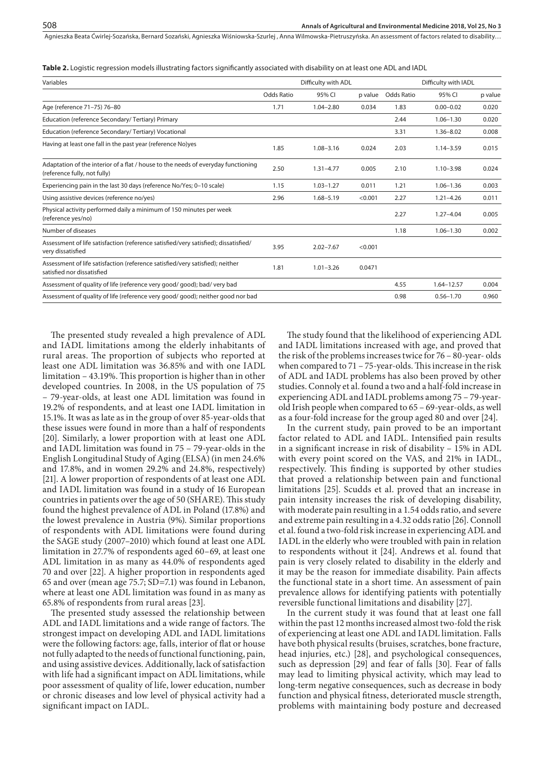**Table 2.** Logistic regression models illustrating factors significantly associated with disability on at least one ADL and IADL

| Variables | Difficulty with ADL | | | Difficulty with IADL | | |
|---|---|---|---|---|---|---|
| | Odds Ratio | 95% CI | p value | Odds Ratio | 95% CI | p value |
| Age (reference 71–75) 76–80 | 1.71 | 1.04–2.80 | 0.034 | 1.83 | 0.00–0.02 | 0.020 |
| Education (reference Secondary/ Tertiary) Primary | | | | 2.44 | 1.06–1.30 | 0.020 |
| Education (reference Secondary/ Tertiary) Vocational | | | | 3.31 | 1.36–8.02 | 0.008 |
| Having at least one fall in the past year (reference No)yes | 1.85 | 1.08–3.16 | 0.024 | 2.03 | 1.14–3.59 | 0.015 |
| Adaptation of the interior of a flat / house to the needs of everyday functioning (reference fully, not fully) | 2.50 | 1.31–4.77 | 0.005 | 2.10 | 1.10–3.98 | 0.024 |
| Experiencing pain in the last 30 days (reference No/Yes; 0–10 scale) | 1.15 | 1.03–1.27 | 0.011 | 1.21 | 1.06–1.36 | 0.003 |
| Using assistive devices (reference no/yes) | 2.96 | 1.68–5.19 | <0.001 | 2.27 | 1.21–4.26 | 0.011 |
| Physical activity performed daily a minimum of 150 minutes per week (reference yes/no) | | | | 2.27 | 1.27–4.04 | 0.005 |
| Number of diseases | | | | 1.18 | 1.06–1.30 | 0.002 |
| Assessment of life satisfaction (reference satisfied/very satisfied); dissatisfied/ very dissatisfied | 3.95 | 2.02–7.67 | <0.001 | | | |
| Assessment of life satisfaction (reference satisfied/very satisfied); neither satisfied nor dissatisfied | 1.81 | 1.01–3.26 | 0.0471 | | | |
| Assessment of quality of life (reference very good/ good); bad/ very bad | | | | 4.55 | 1.64–12.57 | 0.004 |
| Assessment of quality of life (reference very good/ good); neither good nor bad | | | | 0.98 | 0.56–1.70 | 0.960 |

The presented study revealed a high prevalence of ADL and IADL limitations among the elderly inhabitants of rural areas. The proportion of subjects who reported at least one ADL limitation was 36.85% and with one IADL limitation – 43.19%. This proportion is higher than in other developed countries. In 2008, in the US population of 75 – 79-year-olds, at least one ADL limitation was found in 19.2% of respondents, and at least one IADL limitation in 15.1%. It was as late as in the group of over 85-year-olds that these issues were found in more than a half of respondents [20]. Similarly, a lower proportion with at least one ADL and IADL limitation was found in 75 – 79-year-olds in the English Longitudinal Study of Aging (ELSA) (in men 24.6% and 17.8%, and in women 29.2% and 24.8%, respectively) [21]. A lower proportion of respondents of at least one ADL and IADL limitation was found in a study of 16 European countries in patients over the age of 50 (SHARE). This study found the highest prevalence of ADL in Poland (17.8%) and the lowest prevalence in Austria (9%). Similar proportions of respondents with ADL limitations were found during the SAGE study (2007–2010) which found at least one ADL limitation in 27.7% of respondents aged 60–69, at least one ADL limitation in as many as 44.0% of respondents aged 70 and over [22]. A higher proportion in respondents aged 65 and over (mean age 75.7; SD=7.1) was found in Lebanon, where at least one ADL limitation was found in as many as 65.8% of respondents from rural areas [23].

The presented study assessed the relationship between ADL and IADL limitations and a wide range of factors. The strongest impact on developing ADL and IADL limitations were the following factors: age, falls, interior of flat or house not fully adapted to the needs of functional functioning, pain, and using assistive devices. Additionally, lack of satisfaction with life had a significant impact on ADL limitations, while poor assessment of quality of life, lower education, number or chronic diseases and low level of physical activity had a significant impact on IADL.

The study found that the likelihood of experiencing ADL and IADL limitations increased with age, and proved that the risk of the problems increases twice for 76 – 80-year- olds when compared to 71 – 75-year-olds. This increase in the risk of ADL and IADL problems has also been proved by other studies. Connoly et al. found a two and a half-fold increase in experiencing ADL and IADL problems among 75 – 79-year-old Irish people when compared to 65 – 69-year-olds, as well as a four-fold increase for the group aged 80 and over [24].

In the current study, pain proved to be an important factor related to ADL and IADL. Intensified pain results in a significant increase in risk of disability – 15% in ADL with every point scored on the VAS, and 21% in IADL, respectively. This finding is supported by other studies that proved a relationship between pain and functional limitations [25]. Scudds et al. proved that an increase in pain intensity increases the risk of developing disability, with moderate pain resulting in a 1.54 odds ratio, and severe and extreme pain resulting in a 4.32 odds ratio [26]. Connoll et al. found a two-fold risk increase in experiencing ADL and IADL in the elderly who were troubled with pain in relation to respondents without it [24]. Andrews et al. found that pain is very closely related to disability in the elderly and it may be the reason for immediate disability. Pain affects the functional state in a short time. An assessment of pain prevalence allows for identifying patients with potentially reversible functional limitations and disability [27].

In the current study it was found that at least one fall within the past 12 months increased almost two-fold the risk of experiencing at least one ADL and IADL limitation. Falls have both physical results (bruises, scratches, bone fracture, head injuries, etc.) [28], and psychological consequences, such as depression [29] and fear of falls [30]. Fear of falls may lead to limiting physical activity, which may lead to long-term negative consequences, such as decrease in body function and physical fitness, deteriorated muscle strength, problems with maintaining body posture and decreased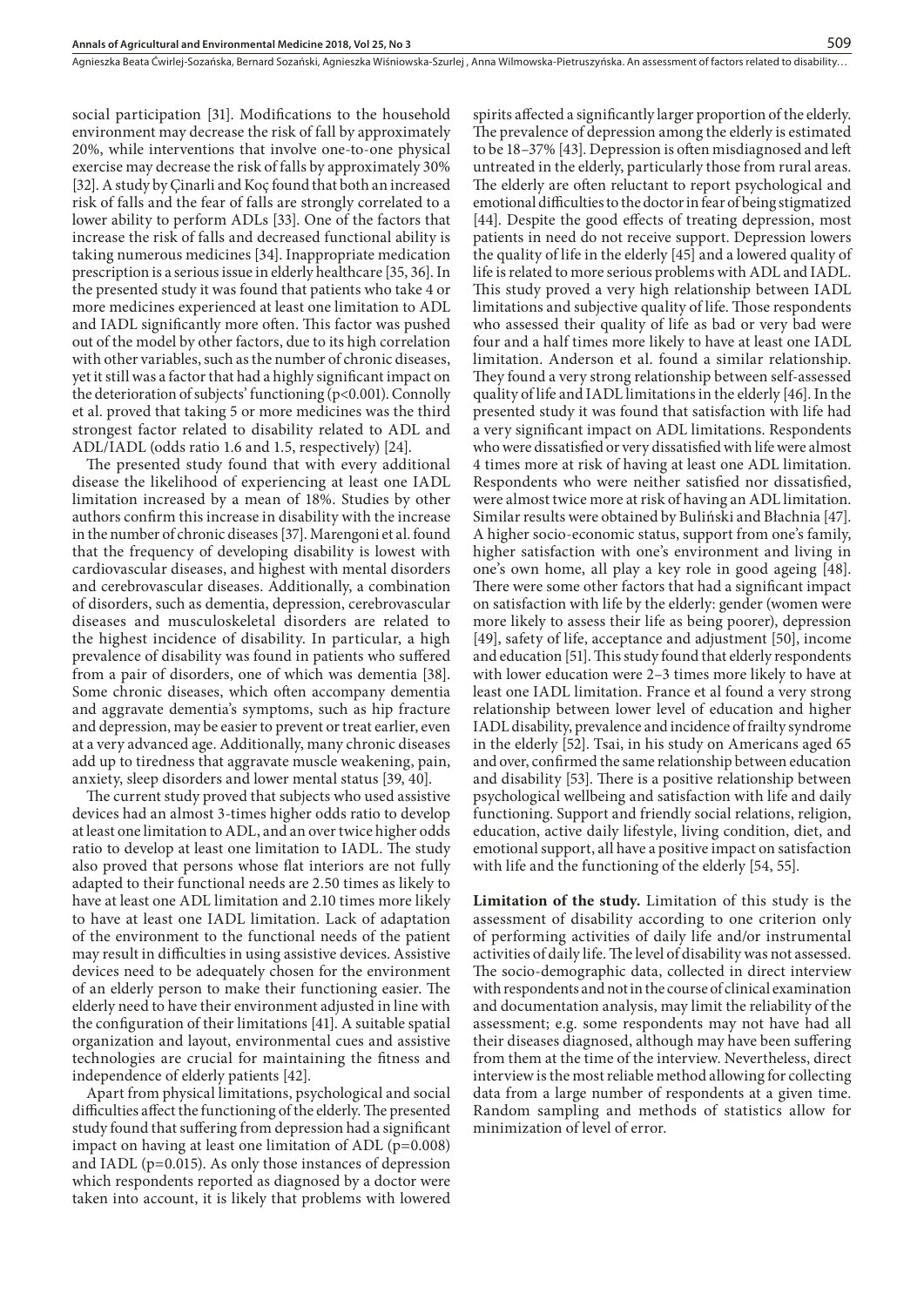social participation [31]. Modifications to the household environment may decrease the risk of fall by approximately 20%, while interventions that involve one-to-one physical exercise may decrease the risk of falls by approximately 30% [32]. A study by Çinarli and Koç found that both an increased risk of falls and the fear of falls are strongly correlated to a lower ability to perform ADLs [33]. One of the factors that increase the risk of falls and decreased functional ability is taking numerous medicines [34]. Inappropriate medication prescription is a serious issue in elderly healthcare [35, 36]. In the presented study it was found that patients who take 4 or more medicines experienced at least one limitation to ADL and IADL significantly more often. This factor was pushed out of the model by other factors, due to its high correlation with other variables, such as the number of chronic diseases, yet it still was a factor that had a highly significant impact on the deterioration of subjects' functioning ($p<0.001$). Connolly et al. proved that taking 5 or more medicines was the third strongest factor related to disability related to ADL and ADL/IADL (odds ratio 1.6 and 1.5, respectively) [24].

The presented study found that with every additional disease the likelihood of experiencing at least one IADL limitation increased by a mean of 18%. Studies by other authors confirm this increase in disability with the increase in the number of chronic diseases [37]. Marengoni et al. found that the frequency of developing disability is lowest with cardiovascular diseases, and highest with mental disorders and cerebrovascular diseases. Additionally, a combination of disorders, such as dementia, depression, cerebrovascular diseases and musculoskeletal disorders are related to the highest incidence of disability. In particular, a high prevalence of disability was found in patients who suffered from a pair of disorders, one of which was dementia [38]. Some chronic diseases, which often accompany dementia and aggravate dementia's symptoms, such as hip fracture and depression, may be easier to prevent or treat earlier, even at a very advanced age. Additionally, many chronic diseases add up to tiredness that aggravate muscle weakening, pain, anxiety, sleep disorders and lower mental status [39, 40].

The current study proved that subjects who used assistive devices had an almost 3-times higher odds ratio to develop at least one limitation to ADL, and an over twice higher odds ratio to develop at least one limitation to IADL. The study also proved that persons whose flat interiors are not fully adapted to their functional needs are 2.50 times as likely to have at least one ADL limitation and 2.10 times more likely to have at least one IADL limitation. Lack of adaptation of the environment to the functional needs of the patient may result in difficulties in using assistive devices. Assistive devices need to be adequately chosen for the environment of an elderly person to make their functioning easier. The elderly need to have their environment adjusted in line with the configuration of their limitations [41]. A suitable spatial organization and layout, environmental cues and assistive technologies are crucial for maintaining the fitness and independence of elderly patients [42].

Apart from physical limitations, psychological and social difficulties affect the functioning of the elderly. The presented study found that suffering from depression had a significant impact on having at least one limitation of ADL ($p=0.008$) and IADL ($p=0.015$). As only those instances of depression which respondents reported as diagnosed by a doctor were taken into account, it is likely that problems with lowered spirits affected a significantly larger proportion of the elderly. The prevalence of depression among the elderly is estimated to be 18–37% [43]. Depression is often misdiagnosed and left untreated in the elderly, particularly those from rural areas. The elderly are often reluctant to report psychological and emotional difficulties to the doctor in fear of being stigmatized [44]. Despite the good effects of treating depression, most patients in need do not receive support. Depression lowers the quality of life in the elderly [45] and a lowered quality of life is related to more serious problems with ADL and IADL. This study proved a very high relationship between IADL limitations and subjective quality of life. Those respondents who assessed their quality of life as bad or very bad were four and a half times more likely to have at least one IADL limitation. Anderson et al. found a similar relationship. They found a very strong relationship between self-assessed quality of life and IADL limitations in the elderly [46]. In the presented study it was found that satisfaction with life had a very significant impact on ADL limitations. Respondents who were dissatisfied or very dissatisfied with life were almost 4 times more at risk of having at least one ADL limitation. Respondents who were neither satisfied nor dissatisfied, were almost twice more at risk of having an ADL limitation. Similar results were obtained by Buliński and Błachnia [47]. A higher socio-economic status, support from one's family, higher satisfaction with one's environment and living in one's own home, all play a key role in good ageing [48]. There were some other factors that had a significant impact on satisfaction with life by the elderly: gender (women were more likely to assess their life as being poorer), depression [49], safety of life, acceptance and adjustment [50], income and education [51]. This study found that elderly respondents with lower education were 2–3 times more likely to have at least one IADL limitation. France et al found a very strong relationship between lower level of education and higher IADL disability, prevalence and incidence of frailty syndrome in the elderly [52]. Tsai, in his study on Americans aged 65 and over, confirmed the same relationship between education and disability [53]. There is a positive relationship between psychological wellbeing and satisfaction with life and daily functioning. Support and friendly social relations, religion, education, active daily lifestyle, living condition, diet, and emotional support, all have a positive impact on satisfaction with life and the functioning of the elderly [54, 55].

**Limitation of the study.** Limitation of this study is the assessment of disability according to one criterion only of performing activities of daily life and/or instrumental activities of daily life. The level of disability was not assessed. The socio-demographic data, collected in direct interview with respondents and not in the course of clinical examination and documentation analysis, may limit the reliability of the assessment; e.g. some respondents may not have had all their diseases diagnosed, although may have been suffering from them at the time of the interview. Nevertheless, direct interview is the most reliable method allowing for collecting data from a large number of respondents at a given time. Random sampling and methods of statistics allow for minimization of level of error.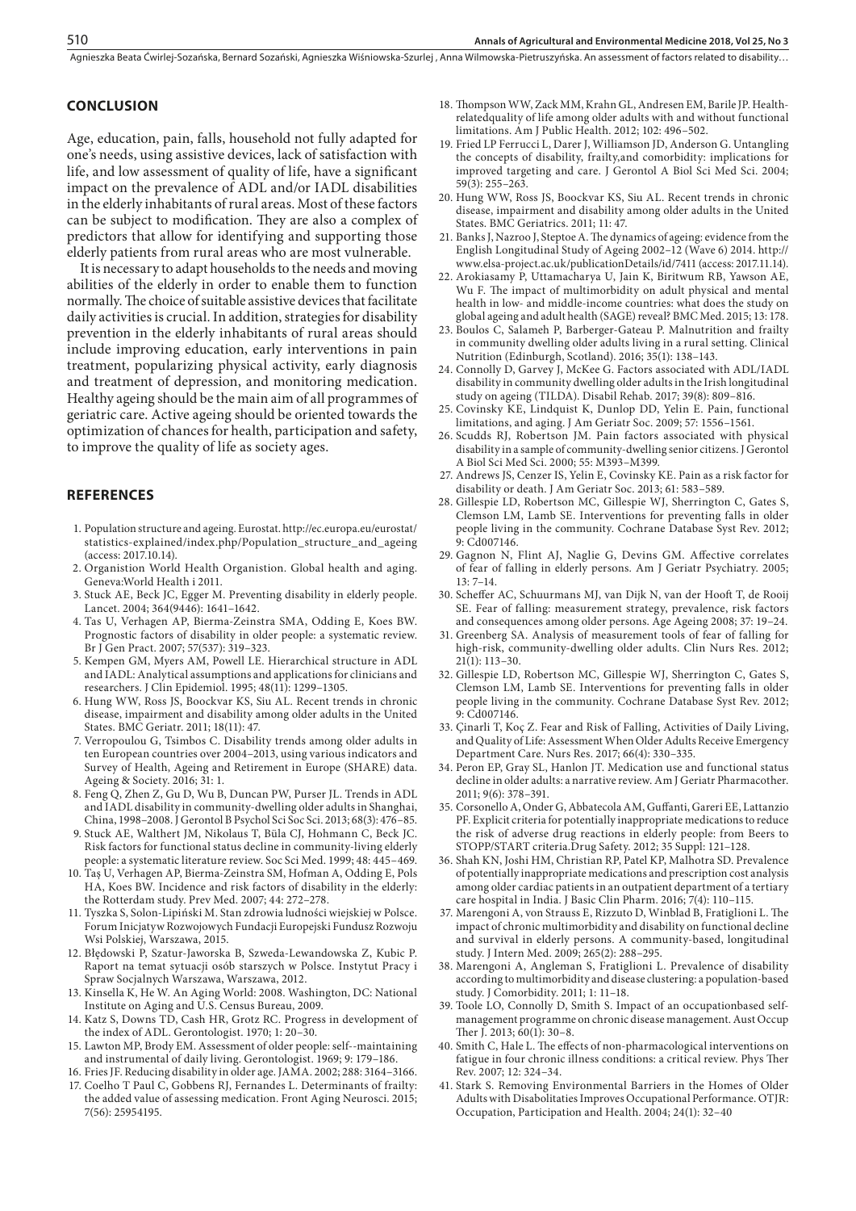## CONCLUSION

Age, education, pain, falls, household not fully adapted for one's needs, using assistive devices, lack of satisfaction with life, and low assessment of quality of life, have a significant impact on the prevalence of ADL and/or IADL disabilities in the elderly inhabitants of rural areas. Most of these factors can be subject to modification. They are also a complex of predictors that allow for identifying and supporting those elderly patients from rural areas who are most vulnerable.

It is necessary to adapt households to the needs and moving abilities of the elderly in order to enable them to function normally. The choice of suitable assistive devices that facilitate daily activities is crucial. In addition, strategies for disability prevention in the elderly inhabitants of rural areas should include improving education, early interventions in pain treatment, popularizing physical activity, early diagnosis and treatment of depression, and monitoring medication. Healthy ageing should be the main aim of all programmes of geriatric care. Active ageing should be oriented towards the optimization of chances for health, participation and safety, to improve the quality of life as society ages.

## REFERENCES

1. Population structure and ageing. Eurostat. http://ec.europa.eu/eurostat/statistics-explained/index.php/Population_structure_and_ageing (access: 2017.10.14).
2. Organistion World Health Organistion. Global health and aging. Geneva:World Health i 2011.
3. Stuck AE, Beck JC, Egger M. Preventing disability in elderly people. Lancet. 2004; 364(9446): 1641–1642.
4. Tas U, Verhagen AP, Bierma-Zeinstra SMA, Odding E, Koes BW. Prognostic factors of disability in older people: a systematic review. Br J Gen Pract. 2007; 57(537): 319–323.
5. Kempen GM, Myers AM, Powell LE. Hierarchical structure in ADL and IADL: Analytical assumptions and applications for clinicians and researchers. J Clin Epidemiol. 1995; 48(11): 1299–1305.
6. Hung WW, Ross JS, Boockvar KS, Siu AL. Recent trends in chronic disease, impairment and disability among older adults in the United States. BMC Geriatr. 2011; 18(11): 47.
7. Verropoulou G, Tsimbos C. Disability trends among older adults in ten European countries over 2004–2013, using various indicators and Survey of Health, Ageing and Retirement in Europe (SHARE) data. Ageing & Society. 2016; 31: 1.
8. Feng Q, Zhen Z, Gu D, Wu B, Duncan PW, Purser JL. Trends in ADL and IADL disability in community-dwelling older adults in Shanghai, China, 1998–2008. J Gerontol B Psychol Sci Soc Sci. 2013; 68(3): 476–85.
9. Stuck AE, Walthert JM, Nikolaus T, Büla CJ, Hohmann C, Beck JC. Risk factors for functional status decline in community-living elderly people: a systematic literature review. Soc Sci Med. 1999; 48: 445–469.
10. Taş U, Verhagen AP, Bierma-Zeinstra SM, Hofman A, Odding E, Pols HA, Koes BW. Incidence and risk factors of disability in the elderly: the Rotterdam study. Prev Med. 2007; 44: 272–278.
11. Tyszka S, Solon-Lipiński M. Stan zdrowia ludności wiejskiej w Polsce. Forum Inicjatyw Rozwojowych Fundacji Europejski Fundusz Rozwoju Wsi Polskiej, Warszawa, 2015.
12. Błędowski P, Szatur-Jaworska B, Szweda-Lewandowska Z, Kubic P. Raport na temat sytuacji osób starszych w Polsce. Instytut Pracy i Spraw Socjalnych Warszawa, Warszawa, 2012.
13. Kinsella K, He W. An Aging World: 2008. Washington, DC: National Institute on Aging and U.S. Census Bureau, 2009.
14. Katz S, Downs TD, Cash HR, Grotz RC. Progress in development of the index of ADL. Gerontologist. 1970; 1: 20–30.
15. Lawton MP, Brody EM. Assessment of older people: self--maintaining and instrumental of daily living. Gerontologist. 1969; 9: 179–186.
16. Fries JF. Reducing disability in older age. JAMA. 2002; 288: 3164–3166.
17. Coelho T Paul C, Gobbens RJ, Fernandes L. Determinants of frailty: the added value of assessing medication. Front Aging Neurosci. 2015; 7(56): 25954195.
18. Thompson WW, Zack MM, Krahn GL, Andresen EM, Barile JP. Health-relatedquality of life among older adults with and without functional limitations. Am J Public Health. 2012; 102: 496–502.
19. Fried LP Ferrucci L, Darer J, Williamson JD, Anderson G. Untangling the concepts of disability, frailty,and comorbidity: implications for improved targeting and care. J Gerontol A Biol Sci Med Sci. 2004; 59(3): 255–263.
20. Hung WW, Ross JS, Boockvar KS, Siu AL. Recent trends in chronic disease, impairment and disability among older adults in the United States. BMC Geriatrics. 2011; 11: 47.
21. Banks J, Nazroo J, Steptoe A. The dynamics of ageing: evidence from the English Longitudinal Study of Ageing 2002–12 (Wave 6) 2014. http://www.elsa-project.ac.uk/publicationDetails/id/7411 (access: 2017.11.14).
22. Arokiasamy P, Uttamacharya U, Jain K, Biritwum RB, Yawson AE, Wu F. The impact of multimorbidity on adult physical and mental health in low- and middle-income countries: what does the study on global ageing and adult health (SAGE) reveal? BMC Med. 2015; 13: 178.
23. Boulos C, Salameh P, Barberger-Gateau P. Malnutrition and frailty in community dwelling older adults living in a rural setting. Clinical Nutrition (Edinburgh, Scotland). 2016; 35(1): 138–143.
24. Connolly D, Garvey J, McKee G. Factors associated with ADL/IADL disability in community dwelling older adults in the Irish longitudinal study on ageing (TILDA). Disabil Rehab. 2017; 39(8): 809–816.
25. Covinsky KE, Lindquist K, Dunlop DD, Yelin E. Pain, functional limitations, and aging. J Am Geriatr Soc. 2009; 57: 1556–1561.
26. Scudds RJ, Robertson JM. Pain factors associated with physical disability in a sample of community-dwelling senior citizens. J Gerontol A Biol Sci Med Sci. 2000; 55: M393–M399.
27. Andrews JS, Cenzer IS, Yelin E, Covinsky KE. Pain as a risk factor for disability or death. J Am Geriatr Soc. 2013; 61: 583–589.
28. Gillespie LD, Robertson MC, Gillespie WJ, Sherrington C, Gates S, Clemson LM, Lamb SE. Interventions for preventing falls in older people living in the community. Cochrane Database Syst Rev. 2012; 9: Cd007146.
29. Gagnon N, Flint AJ, Naglie G, Devins GM. Affective correlates of fear of falling in elderly persons. Am J Geriatr Psychiatry. 2005; 13: 7–14.
30. Scheffer AC, Schuurmans MJ, van Dijk N, van der Hooft T, de Rooij SE. Fear of falling: measurement strategy, prevalence, risk factors and consequences among older persons. Age Ageing 2008; 37: 19–24.
31. Greenberg SA. Analysis of measurement tools of fear of falling for high-risk, community-dwelling older adults. Clin Nurs Res. 2012; 21(1): 113–30.
32. Gillespie LD, Robertson MC, Gillespie WJ, Sherrington C, Gates S, Clemson LM, Lamb SE. Interventions for preventing falls in older people living in the community. Cochrane Database Syst Rev. 2012; 9: Cd007146.
33. Çinarli T, Koç Z. Fear and Risk of Falling, Activities of Daily Living, and Quality of Life: Assessment When Older Adults Receive Emergency Department Care. Nurs Res. 2017; 66(4): 330–335.
34. Peron EP, Gray SL, Hanlon JT. Medication use and functional status decline in older adults: a narrative review. Am J Geriatr Pharmacother. 2011; 9(6): 378–391.
35. Corsonello A, Onder G, Abbatecola AM, Guffanti, Gareri EE, Lattanzio PF. Explicit criteria for potentially inappropriate medications to reduce the risk of adverse drug reactions in elderly people: from Beers to STOPP/START criteria.Drug Safety. 2012; 35 Suppl: 121–128.
36. Shah KN, Joshi HM, Christian RP, Patel KP, Malhotra SD. Prevalence of potentially inappropriate medications and prescription cost analysis among older cardiac patients in an outpatient department of a tertiary care hospital in India. J Basic Clin Pharm. 2016; 7(4): 110–115.
37. Marengoni A, von Strauss E, Rizzuto D, Winblad B, Fratiglioni L. The impact of chronic multimorbidity and disability on functional decline and survival in elderly persons. A community-based, longitudinal study. J Intern Med. 2009; 265(2): 288–295.
38. Marengoni A, Angleman S, Fratiglioni L. Prevalence of disability according to multimorbidity and disease clustering: a population-based study. J Comorbidity. 2011; 1: 11–18.
39. Toole LO, Connolly D, Smith S. Impact of an occupationbased self-management programme on chronic disease management. Aust Occup Ther J. 2013; 60(1): 30–8.
40. Smith C, Hale L. The effects of non-pharmacological interventions on fatigue in four chronic illness conditions: a critical review. Phys Ther Rev. 2007; 12: 324–34.
41. Stark S. Removing Environmental Barriers in the Homes of Older Adults with Disabolitaties Improves Occupational Performance. OTJR: Occupation, Participation and Health. 2004; 24(1): 32–40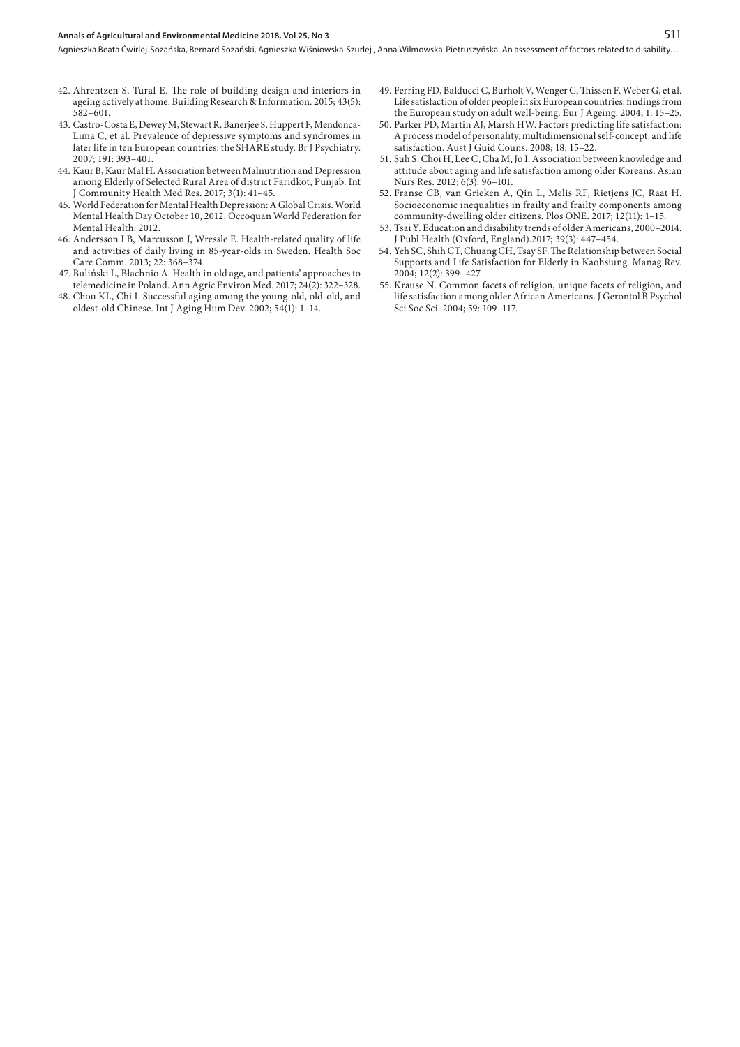42. Ahrentzen S, Tural E. The role of building design and interiors in ageing actively at home. Building Research & Information. 2015; 43(5): 582–601.
43. Castro-Costa E, Dewey M, Stewart R, Banerjee S, Huppert F, Mendonca-Lima C, et al. Prevalence of depressive symptoms and syndromes in later life in ten European countries: the SHARE study. Br J Psychiatry. 2007; 191: 393–401.
44. Kaur B, Kaur Mal H. Association between Malnutrition and Depression among Elderly of Selected Rural Area of district Faridkot, Punjab. Int J Community Health Med Res. 2017; 3(1): 41–45.
45. World Federation for Mental Health Depression: A Global Crisis. World Mental Health Day October 10, 2012. Occoquan World Federation for Mental Health: 2012.
46. Andersson LB, Marcusson J, Wressle E. Health-related quality of life and activities of daily living in 85-year-olds in Sweden. Health Soc Care Comm. 2013; 22: 368–374.
47. Buliński L, Błachnio A. Health in old age, and patients' approaches to telemedicine in Poland. Ann Agric Environ Med. 2017; 24(2): 322–328.
48. Chou KL, Chi I. Successful aging among the young-old, old-old, and oldest-old Chinese. Int J Aging Hum Dev. 2002; 54(1): 1–14.
49. Ferring FD, Balducci C, Burholt V, Wenger C, Thissen F, Weber G, et al. Life satisfaction of older people in six European countries: findings from the European study on adult well-being. Eur J Ageing. 2004; 1: 15–25.
50. Parker PD, Martin AJ, Marsh HW. Factors predicting life satisfaction: A process model of personality, multidimensional self-concept, and life satisfaction. Aust J Guid Couns. 2008; 18: 15–22.
51. Suh S, Choi H, Lee C, Cha M, Jo I. Association between knowledge and attitude about aging and life satisfaction among older Koreans. Asian Nurs Res. 2012; 6(3): 96–101.
52. Franse CB, van Grieken A, Qin L, Melis RF, Rietjens JC, Raat H. Socioeconomic inequalities in frailty and frailty components among community-dwelling older citizens. Plos ONE. 2017; 12(11): 1–15.
53. Tsai Y. Education and disability trends of older Americans, 2000–2014. J Publ Health (Oxford, England).2017; 39(3): 447–454.
54. Yeh SC, Shih CT, Chuang CH, Tsay SF. The Relationship between Social Supports and Life Satisfaction for Elderly in Kaohsiung. Manag Rev. 2004; 12(2): 399–427.
55. Krause N. Common facets of religion, unique facets of religion, and life satisfaction among older African Americans. J Gerontol B Psychol Sci Soc Sci. 2004; 59: 109–117.